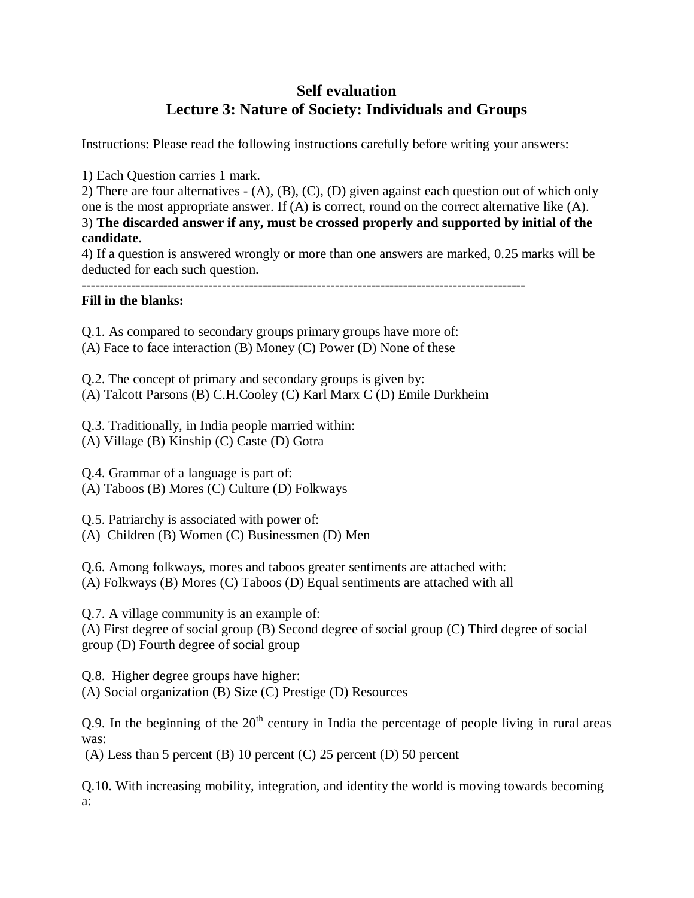# Self evaluation
## Lecture 3: Nature of Society: Individuals and Groups

Instructions: Please read the following instructions carefully before writing your answers:

1) Each Question carries 1 mark.
2) There are four alternatives - (A), (B), (C), (D) given against each question out of which only one is the most appropriate answer. If (A) is correct, round on the correct alternative like (A).
3) **The discarded answer if any, must be crossed properly and supported by initial of the candidate.**
4) If a question is answered wrongly or more than one answers are marked, 0.25 marks will be deducted for each such question.

---

**Fill in the blanks:**

Q.1. As compared to secondary groups primary groups have more of:
(A) Face to face interaction (B) Money (C) Power (D) None of these

Q.2. The concept of primary and secondary groups is given by:
(A) Talcott Parsons (B) C.H.Cooley (C) Karl Marx C (D) Emile Durkheim

Q.3. Traditionally, in India people married within:
(A) Village (B) Kinship (C) Caste (D) Gotra

Q.4. Grammar of a language is part of:
(A) Taboos (B) Mores (C) Culture (D) Folkways

Q.5. Patriarchy is associated with power of:
(A) Children (B) Women (C) Businessmen (D) Men

Q.6. Among folkways, mores and taboos greater sentiments are attached with:
(A) Folkways (B) Mores (C) Taboos (D) Equal sentiments are attached with all

Q.7. A village community is an example of:
(A) First degree of social group (B) Second degree of social group (C) Third degree of social group (D) Fourth degree of social group

Q.8. Higher degree groups have higher:
(A) Social organization (B) Size (C) Prestige (D) Resources

Q.9. In the beginning of the $20^{th}$ century in India the percentage of people living in rural areas was:
(A) Less than 5 percent (B) 10 percent (C) 25 percent (D) 50 percent

Q.10. With increasing mobility, integration, and identity the world is moving towards becoming a: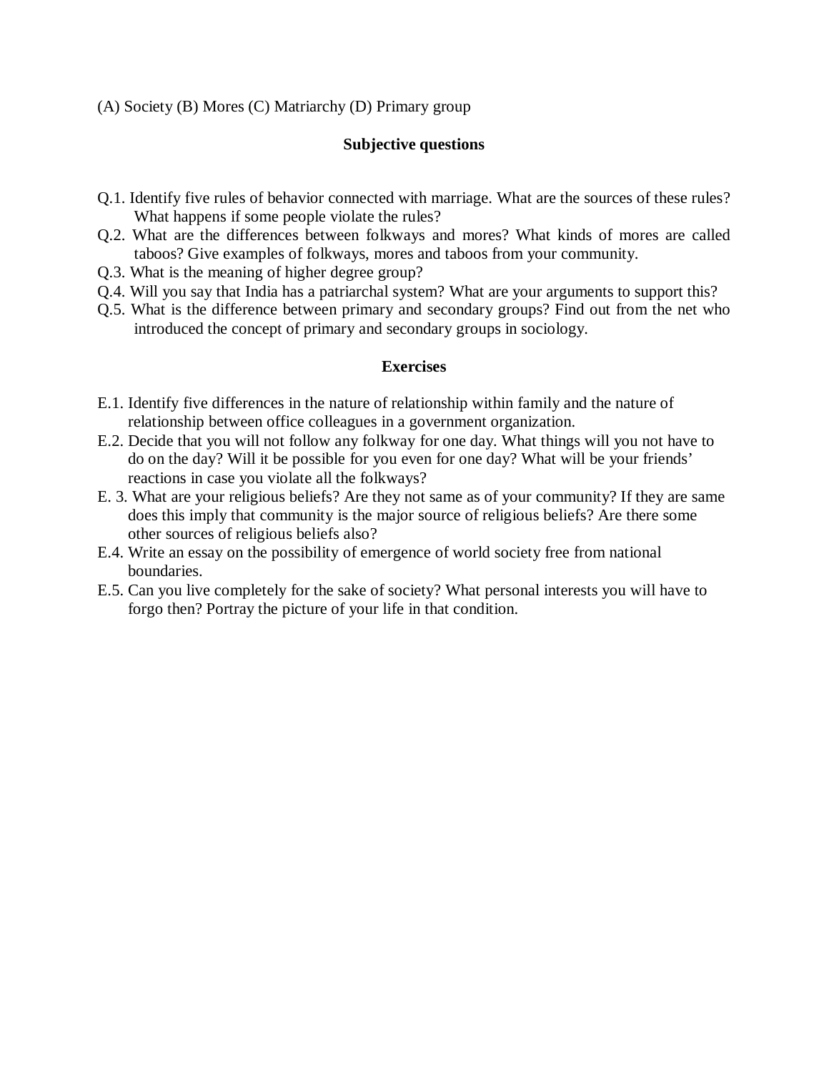(A) Society (B) Mores (C) Matriarchy (D) Primary group

## Subjective questions

Q.1. Identify five rules of behavior connected with marriage. What are the sources of these rules? What happens if some people violate the rules?

Q.2. What are the differences between folkways and mores? What kinds of mores are called taboos? Give examples of folkways, mores and taboos from your community.

Q.3. What is the meaning of higher degree group?

Q.4. Will you say that India has a patriarchal system? What are your arguments to support this?

Q.5. What is the difference between primary and secondary groups? Find out from the net who introduced the concept of primary and secondary groups in sociology.

## Exercises

E.1. Identify five differences in the nature of relationship within family and the nature of relationship between office colleagues in a government organization.

E.2. Decide that you will not follow any folkway for one day. What things will you not have to do on the day? Will it be possible for you even for one day? What will be your friends' reactions in case you violate all the folkways?

E. 3. What are your religious beliefs? Are they not same as of your community? If they are same does this imply that community is the major source of religious beliefs? Are there some other sources of religious beliefs also?

E.4. Write an essay on the possibility of emergence of world society free from national boundaries.

E.5. Can you live completely for the sake of society? What personal interests you will have to forgo then? Portray the picture of your life in that condition.